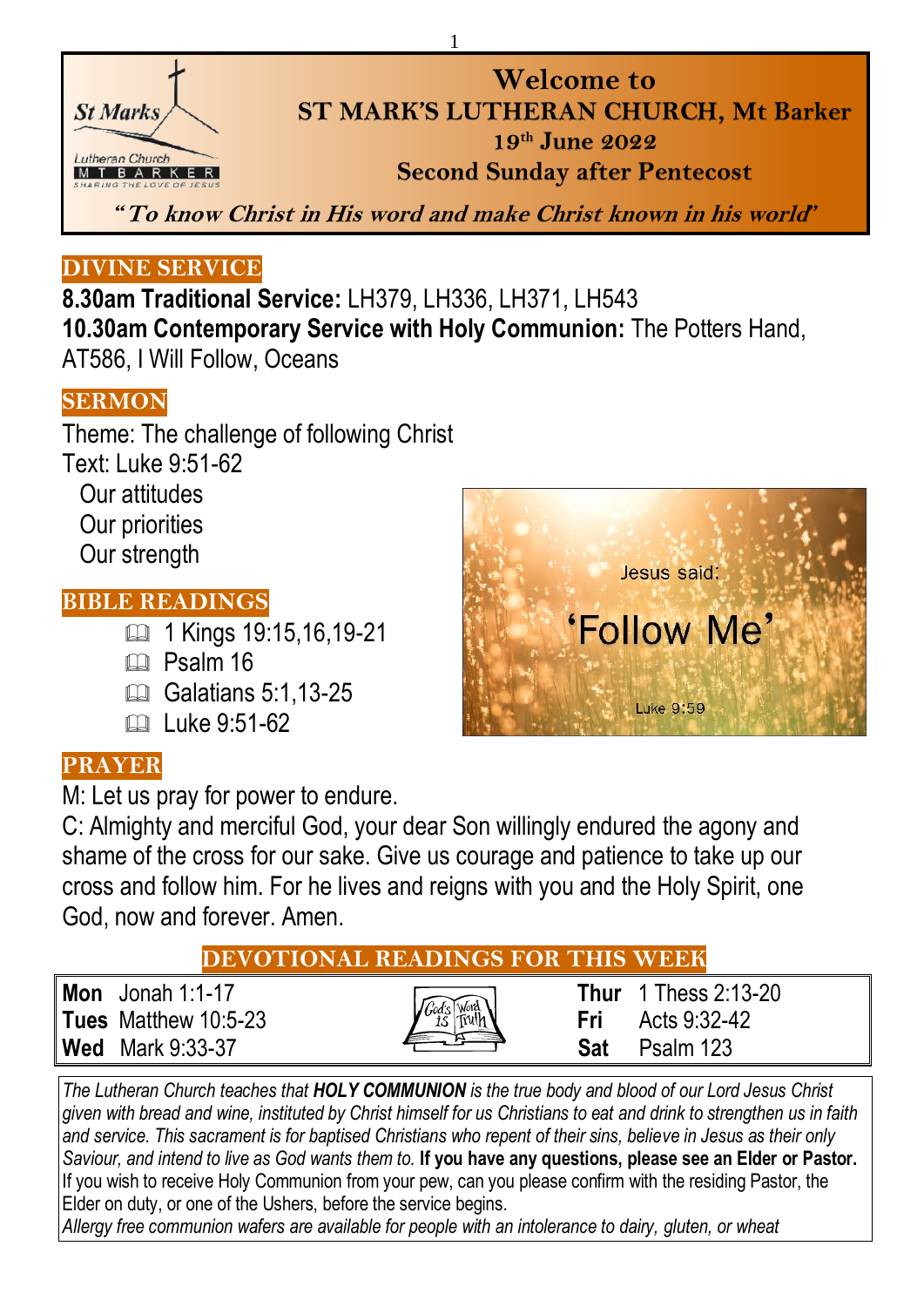# Welcome to
## ST MARK'S LUTHERAN CHURCH, Mt Barker
### 19th June 2022
### Second Sunday after Pentecost

*"To know Christ in His word and make Christ known in his world"*

## DIVINE SERVICE

**8.30am Traditional Service:** LH379, LH336, LH371, LH543
**10.30am Contemporary Service with Holy Communion:** The Potters Hand, AT586, I Will Follow, Oceans

## SERMON

Theme: The challenge of following Christ
Text: Luke 9:51-62
- Our attitudes
- Our priorities
- Our strength

Jesus said: 'Follow Me' Luke 9:59

## BIBLE READINGS

- 1 Kings 19:15,16,19-21
- Psalm 16
- Galatians 5:1,13-25
- Luke 9:51-62

## PRAYER

M: Let us pray for power to endure.
C: Almighty and merciful God, your dear Son willingly endured the agony and shame of the cross for our sake. Give us courage and patience to take up our cross and follow him. For he lives and reigns with you and the Holy Spirit, one God, now and forever. Amen.

## DEVOTIONAL READINGS FOR THIS WEEK

| | | | |
|---|---|---|---|
| **Mon** | Jonah 1:1-17 | **Thur** | 1 Thess 2:13-20 |
| **Tues** | Matthew 10:5-23 | **Fri** | Acts 9:32-42 |
| **Wed** | Mark 9:33-37 | **Sat** | Psalm 123 |

*The Lutheran Church teaches that* ***HOLY COMMUNION*** *is the true body and blood of our Lord Jesus Christ given with bread and wine, instituted by Christ himself for us Christians to eat and drink to strengthen us in faith and service. This sacrament is for baptised Christians who repent of their sins, believe in Jesus as their only Saviour, and intend to live as God wants them to.* **If you have any questions, please see an Elder or Pastor.** If you wish to receive Holy Communion from your pew, can you please confirm with the residing Pastor, the Elder on duty, or one of the Ushers, before the service begins.
*Allergy free communion wafers are available for people with an intolerance to dairy, gluten, or wheat*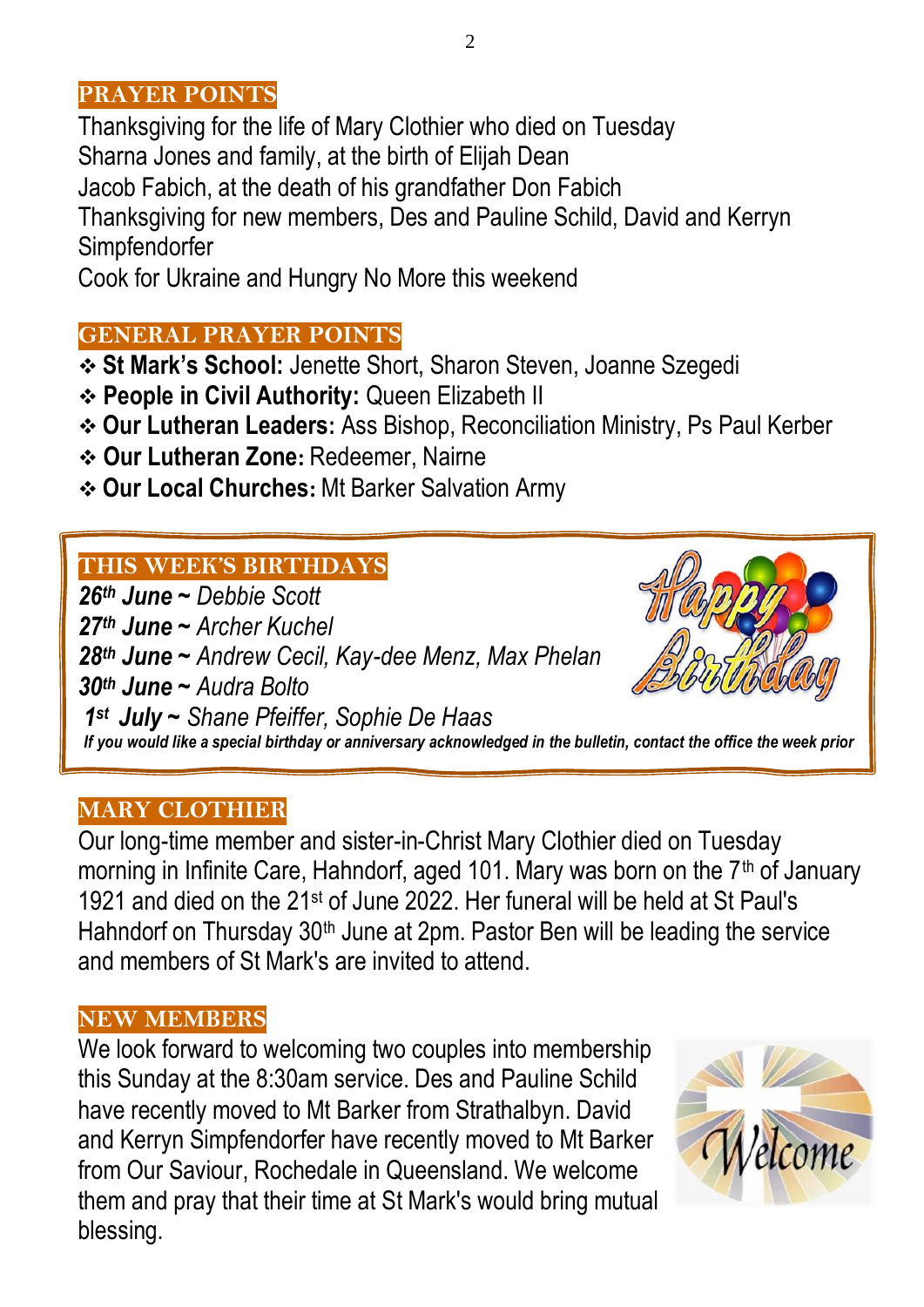## PRAYER POINTS

Thanksgiving for the life of Mary Clothier who died on Tuesday
Sharna Jones and family, at the birth of Elijah Dean
Jacob Fabich, at the death of his grandfather Don Fabich
Thanksgiving for new members, Des and Pauline Schild, David and Kerryn Simpfendorfer
Cook for Ukraine and Hungry No More this weekend

## GENERAL PRAYER POINTS

- **St Mark's School:** Jenette Short, Sharon Steven, Joanne Szegedi
- **People in Civil Authority:** Queen Elizabeth II
- **Our Lutheran Leaders:** Ass Bishop, Reconciliation Ministry, Ps Paul Kerber
- **Our Lutheran Zone:** Redeemer, Nairne
- **Our Local Churches:** Mt Barker Salvation Army

## THIS WEEK'S BIRTHDAYS

***26th June*** ~ *Debbie Scott*
***27th June*** ~ *Archer Kuchel*
***28th June*** ~ *Andrew Cecil, Kay-dee Menz, Max Phelan*
***30th June*** ~ *Audra Bolto*
***1st July*** ~ *Shane Pfeiffer, Sophie De Haas*

***If you would like a special birthday or anniversary acknowledged in the bulletin, contact the office the week prior***

## MARY CLOTHIER

Our long-time member and sister-in-Christ Mary Clothier died on Tuesday morning in Infinite Care, Hahndorf, aged 101. Mary was born on the 7th of January 1921 and died on the 21st of June 2022. Her funeral will be held at St Paul's Hahndorf on Thursday 30th June at 2pm. Pastor Ben will be leading the service and members of St Mark's are invited to attend.

## NEW MEMBERS

We look forward to welcoming two couples into membership this Sunday at the 8:30am service. Des and Pauline Schild have recently moved to Mt Barker from Strathalbyn. David and Kerryn Simpfendorfer have recently moved to Mt Barker from Our Saviour, Rochedale in Queensland. We welcome them and pray that their time at St Mark's would bring mutual blessing.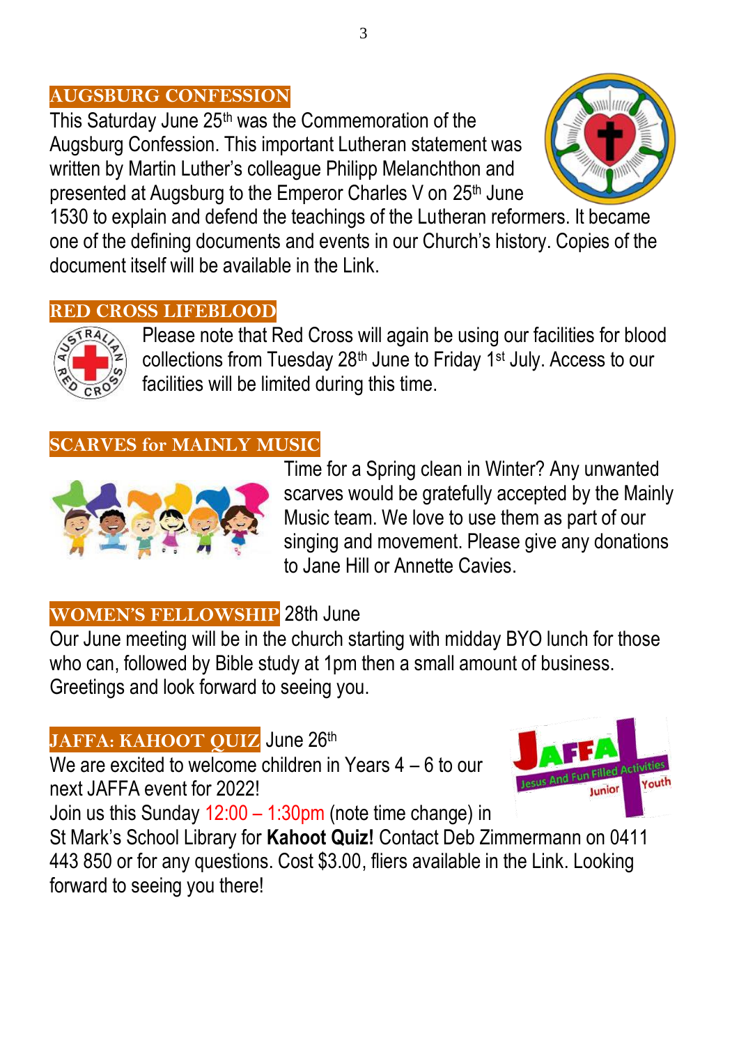## AUGSBURG CONFESSION

This Saturday June 25th was the Commemoration of the Augsburg Confession. This important Lutheran statement was written by Martin Luther's colleague Philipp Melanchthon and presented at Augsburg to the Emperor Charles V on 25th June 1530 to explain and defend the teachings of the Lutheran reformers. It became one of the defining documents and events in our Church's history. Copies of the document itself will be available in the Link.

## RED CROSS LIFEBLOOD

Please note that Red Cross will again be using our facilities for blood collections from Tuesday 28th June to Friday 1st July. Access to our facilities will be limited during this time.

## SCARVES for MAINLY MUSIC

Time for a Spring clean in Winter? Any unwanted scarves would be gratefully accepted by the Mainly Music team. We love to use them as part of our singing and movement. Please give any donations to Jane Hill or Annette Cavies.

## WOMEN'S FELLOWSHIP 28th June

Our June meeting will be in the church starting with midday BYO lunch for those who can, followed by Bible study at 1pm then a small amount of business. Greetings and look forward to seeing you.

## JAFFA: KAHOOT QUIZ June 26th

We are excited to welcome children in Years 4 – 6 to our next JAFFA event for 2022!

Join us this Sunday 12:00 – 1:30pm (note time change) in St Mark's School Library for **Kahoot Quiz!** Contact Deb Zimmermann on 0411 443 850 or for any questions. Cost $3.00, fliers available in the Link. Looking forward to seeing you there!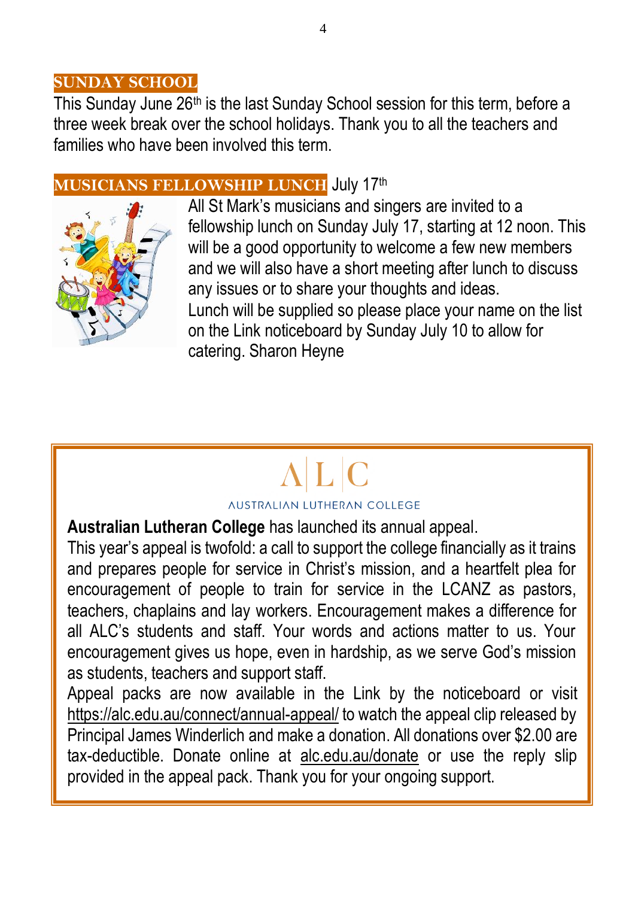## SUNDAY SCHOOL

This Sunday June 26th is the last Sunday School session for this term, before a three week break over the school holidays. Thank you to all the teachers and families who have been involved this term.

## MUSICIANS FELLOWSHIP LUNCH July 17th

All St Mark's musicians and singers are invited to a fellowship lunch on Sunday July 17, starting at 12 noon. This will be a good opportunity to welcome a few new members and we will also have a short meeting after lunch to discuss any issues or to share your thoughts and ideas.
Lunch will be supplied so please place your name on the list on the Link noticeboard by Sunday July 10 to allow for catering. Sharon Heyne

A|L|C
AUSTRALIAN LUTHERAN COLLEGE

**Australian Lutheran College** has launched its annual appeal.
This year's appeal is twofold: a call to support the college financially as it trains and prepares people for service in Christ's mission, and a heartfelt plea for encouragement of people to train for service in the LCANZ as pastors, teachers, chaplains and lay workers. Encouragement makes a difference for all ALC's students and staff. Your words and actions matter to us. Your encouragement gives us hope, even in hardship, as we serve God's mission as students, teachers and support staff.
Appeal packs are now available in the Link by the noticeboard or visit https://alc.edu.au/connect/annual-appeal/ to watch the appeal clip released by Principal James Winderlich and make a donation. All donations over $2.00 are tax-deductible. Donate online at alc.edu.au/donate or use the reply slip provided in the appeal pack. Thank you for your ongoing support.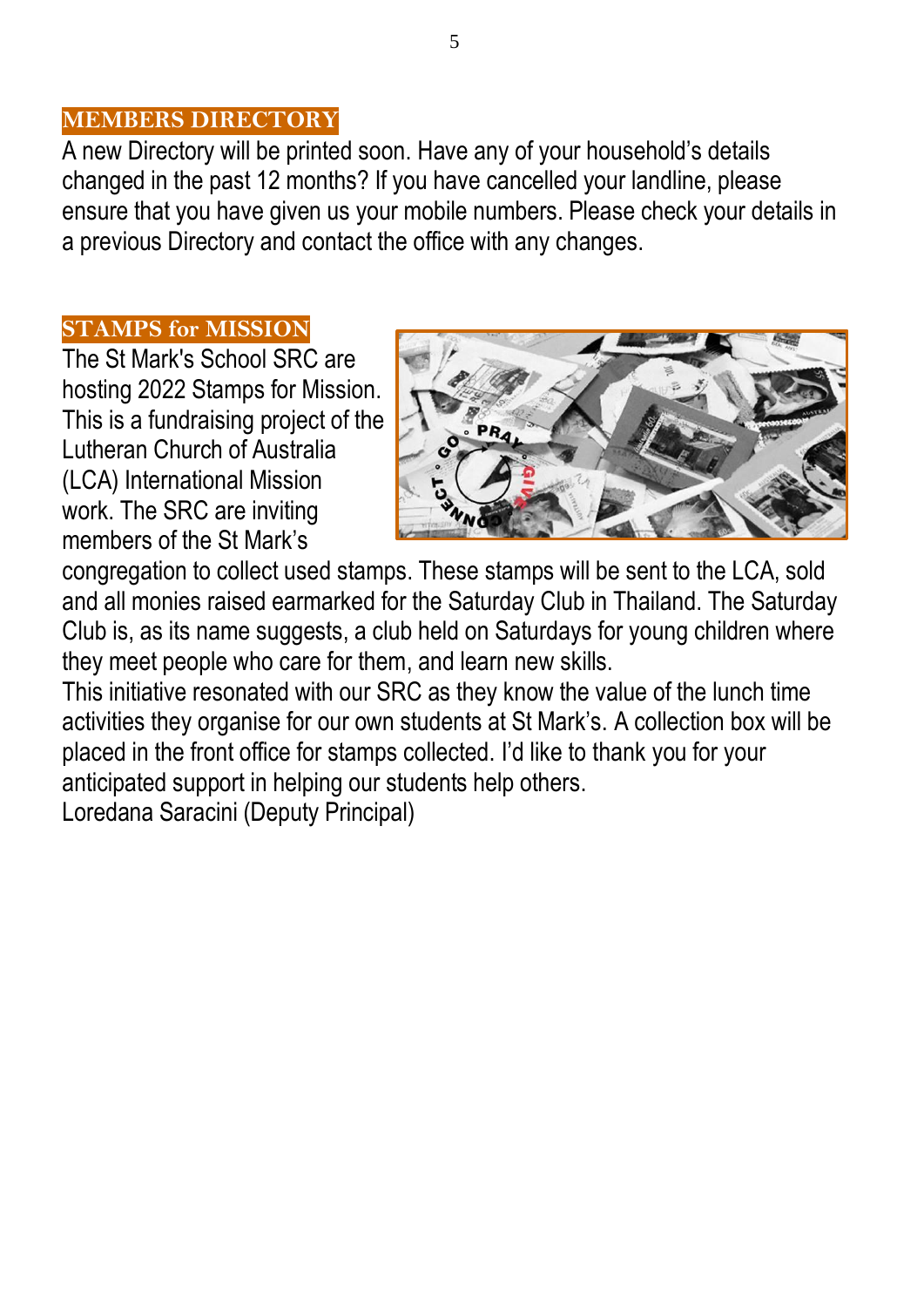## MEMBERS DIRECTORY

A new Directory will be printed soon. Have any of your household's details changed in the past 12 months? If you have cancelled your landline, please ensure that you have given us your mobile numbers. Please check your details in a previous Directory and contact the office with any changes.

## STAMPS for MISSION

The St Mark's School SRC are hosting 2022 Stamps for Mission. This is a fundraising project of the Lutheran Church of Australia (LCA) International Mission work. The SRC are inviting members of the St Mark's congregation to collect used stamps. These stamps will be sent to the LCA, sold and all monies raised earmarked for the Saturday Club in Thailand. The Saturday Club is, as its name suggests, a club held on Saturdays for young children where they meet people who care for them, and learn new skills.

This initiative resonated with our SRC as they know the value of the lunch time activities they organise for our own students at St Mark's. A collection box will be placed in the front office for stamps collected. I'd like to thank you for your anticipated support in helping our students help others.

Loredana Saracini (Deputy Principal)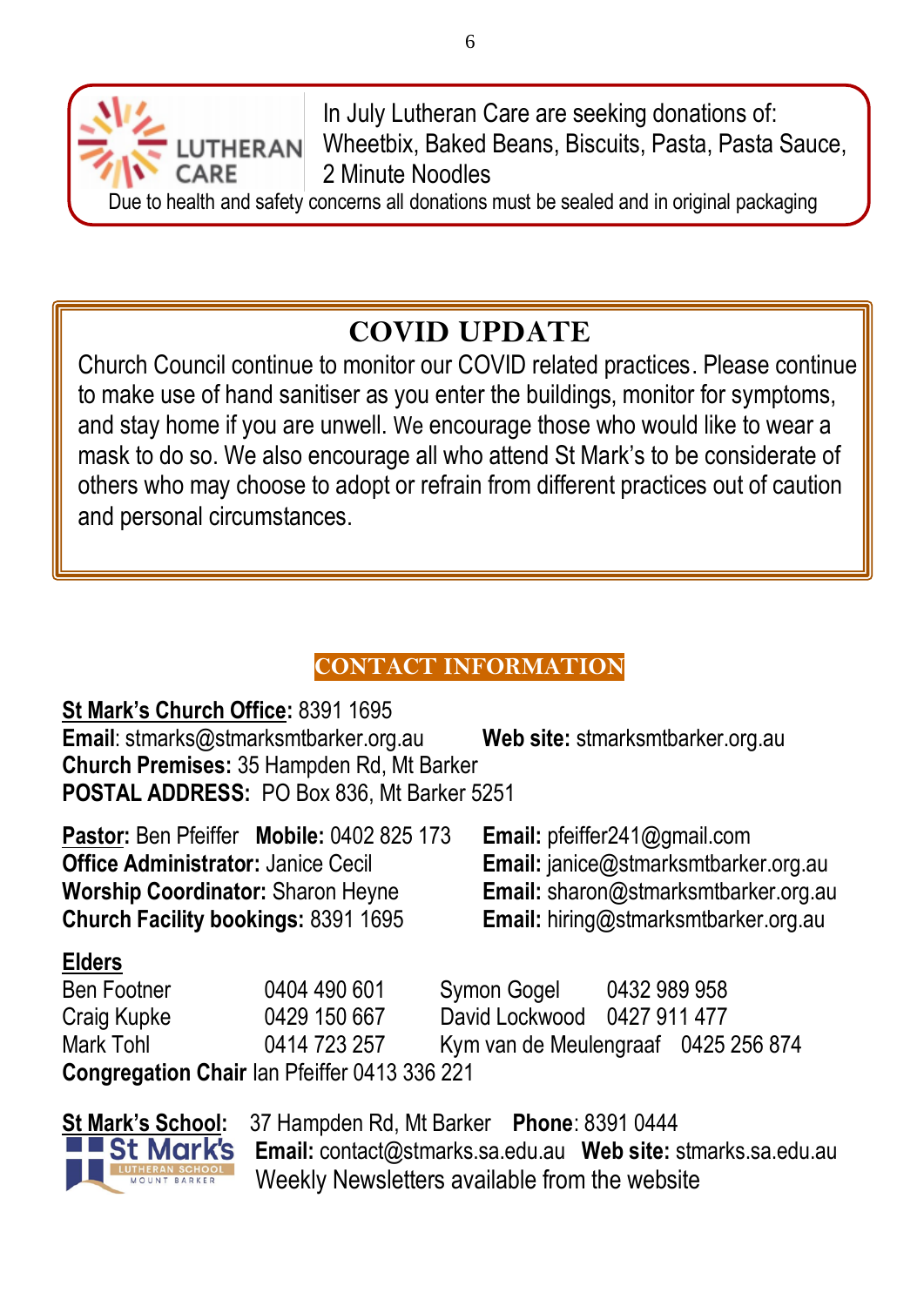LUTHERAN CARE

In July Lutheran Care are seeking donations of: Wheetbix, Baked Beans, Biscuits, Pasta, Pasta Sauce, 2 Minute Noodles

Due to health and safety concerns all donations must be sealed and in original packaging

## COVID UPDATE

Church Council continue to monitor our COVID related practices. Please continue to make use of hand sanitiser as you enter the buildings, monitor for symptoms, and stay home if you are unwell. We encourage those who would like to wear a mask to do so. We also encourage all who attend St Mark's to be considerate of others who may choose to adopt or refrain from different practices out of caution and personal circumstances.

## CONTACT INFORMATION

**St Mark's Church Office:** 8391 1695
**Email**: stmarks@stmarksmtbarker.org.au **Web site:** stmarksmtbarker.org.au
**Church Premises:** 35 Hampden Rd, Mt Barker
**POSTAL ADDRESS:** PO Box 836, Mt Barker 5251

**Pastor:** Ben Pfeiffer **Mobile:** 0402 825 173 **Email:** pfeiffer241@gmail.com
**Office Administrator:** Janice Cecil **Email:** janice@stmarksmtbarker.org.au
**Worship Coordinator:** Sharon Heyne **Email:** sharon@stmarksmtbarker.org.au
**Church Facility bookings:** 8391 1695 **Email:** hiring@stmarksmtbarker.org.au

**Elders**

| | | | |
|---|---|---|---|
| Ben Footner | 0404 490 601 | Symon Gogel | 0432 989 958 |
| Craig Kupke | 0429 150 667 | David Lockwood | 0427 911 477 |
| Mark Tohl | 0414 723 257 | Kym van de Meulengraaf | 0425 256 874 |

**Congregation Chair** Ian Pfeiffer 0413 336 221

**St Mark's School:** 37 Hampden Rd, Mt Barker **Phone**: 8391 0444
**Email:** contact@stmarks.sa.edu.au **Web site:** stmarks.sa.edu.au
Weekly Newsletters available from the website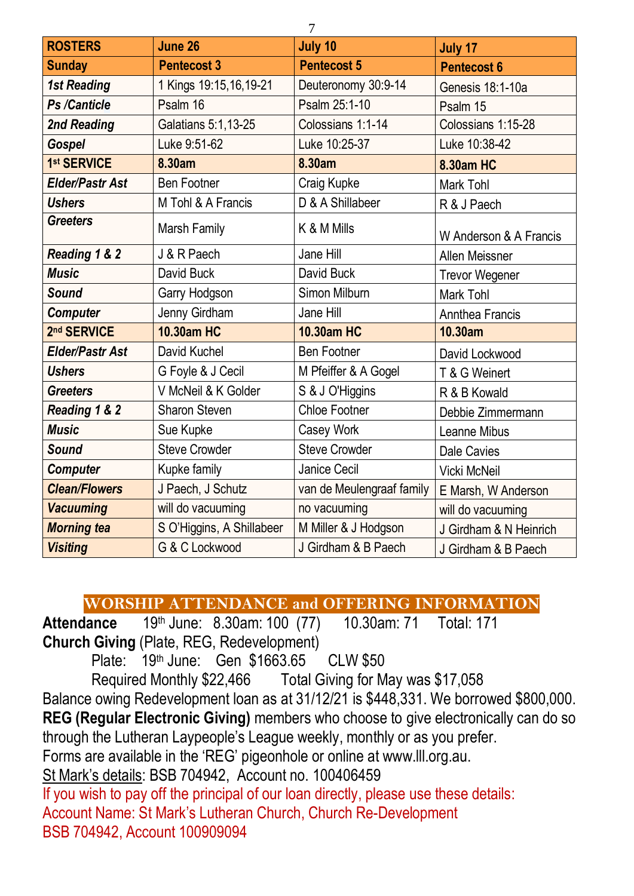| ROSTERS | June 26 | July 10 | July 17 |
| --- | --- | --- | --- |
| **Sunday** | **Pentecost 3** | **Pentecost 5** | **Pentecost 6** |
| ***1st Reading*** | 1 Kings 19:15,16,19-21 | Deuteronomy 30:9-14 | Genesis 18:1-10a |
| ***Ps /Canticle*** | Psalm 16 | Psalm 25:1-10 | Psalm 15 |
| ***2nd Reading*** | Galatians 5:1,13-25 | Colossians 1:1-14 | Colossians 1:15-28 |
| ***Gospel*** | Luke 9:51-62 | Luke 10:25-37 | Luke 10:38-42 |
| **1st SERVICE** | **8.30am** | **8.30am** | **8.30am HC** |
| ***Elder/Pastr Ast*** | Ben Footner | Craig Kupke | Mark Tohl |
| ***Ushers*** | M Tohl & A Francis | D & A Shillabeer | R & J Paech |
| ***Greeters*** | Marsh Family | K & M Mills | W Anderson & A Francis |
| ***Reading 1 & 2*** | J & R Paech | Jane Hill | Allen Meissner |
| ***Music*** | David Buck | David Buck | Trevor Wegener |
| ***Sound*** | Garry Hodgson | Simon Milburn | Mark Tohl |
| ***Computer*** | Jenny Girdham | Jane Hill | Annthea Francis |
| **2nd SERVICE** | **10.30am HC** | **10.30am HC** | **10.30am** |
| ***Elder/Pastr Ast*** | David Kuchel | Ben Footner | David Lockwood |
| ***Ushers*** | G Foyle & J Cecil | M Pfeiffer & A Gogel | T & G Weinert |
| ***Greeters*** | V McNeil & K Golder | S & J O'Higgins | R & B Kowald |
| ***Reading 1 & 2*** | Sharon Steven | Chloe Footner | Debbie Zimmermann |
| ***Music*** | Sue Kupke | Casey Work | Leanne Mibus |
| ***Sound*** | Steve Crowder | Steve Crowder | Dale Cavies |
| ***Computer*** | Kupke family | Janice Cecil | Vicki McNeil |
| ***Clean/Flowers*** | J Paech, J Schutz | van de Meulengraaf family | E Marsh, W Anderson |
| ***Vacuuming*** | will do vacuuming | no vacuuming | will do vacuuming |
| ***Morning tea*** | S O'Higgins, A Shillabeer | M Miller & J Hodgson | J Girdham & N Heinrich |
| ***Visiting*** | G & C Lockwood | J Girdham & B Paech | J Girdham & B Paech |

## WORSHIP ATTENDANCE and OFFERING INFORMATION

**Attendance** 19th June: 8.30am: 100 (77) 10.30am: 71 Total: 171

**Church Giving** (Plate, REG, Redevelopment)

Plate: 19th June: Gen $1663.65 CLW $50

Required Monthly $22,466 Total Giving for May was $17,058

Balance owing Redevelopment loan as at 31/12/21 is $448,331. We borrowed $800,000.

**REG (Regular Electronic Giving)** members who choose to give electronically can do so through the Lutheran Laypeople's League weekly, monthly or as you prefer.

Forms are available in the 'REG' pigeonhole or online at www.lll.org.au.

St Mark's details: BSB 704942, Account no. 100406459

If you wish to pay off the principal of our loan directly, please use these details:
Account Name: St Mark's Lutheran Church, Church Re-Development
BSB 704942, Account 100909094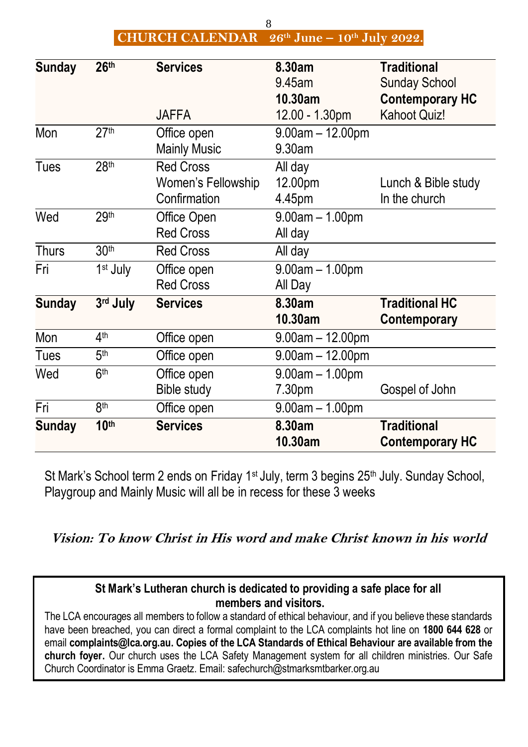## CHURCH CALENDAR 26th June – 10th July 2022.

| | | | | |
|---|---|---|---|---|
| **Sunday** | **26th** | **Services** | **8.30am** | **Traditional** |
| | | | 9.45am | Sunday School |
| | | | **10.30am** | **Contemporary HC** |
| | | JAFFA | 12.00 - 1.30pm | Kahoot Quiz! |
| Mon | 27th | Office open | 9.00am – 12.00pm | |
| | | Mainly Music | 9.30am | |
| Tues | 28th | Red Cross | All day | |
| | | Women's Fellowship | 12.00pm | Lunch & Bible study |
| | | Confirmation | 4.45pm | In the church |
| Wed | 29th | Office Open | 9.00am – 1.00pm | |
| | | Red Cross | All day | |
| Thurs | 30th | Red Cross | All day | |
| Fri | 1st July | Office open | 9.00am – 1.00pm | |
| | | Red Cross | All Day | |
| **Sunday** | **3rd July** | **Services** | **8.30am** | **Traditional HC** |
| | | | **10.30am** | **Contemporary** |
| Mon | 4th | Office open | 9.00am – 12.00pm | |
| Tues | 5th | Office open | 9.00am – 12.00pm | |
| Wed | 6th | Office open | 9.00am – 1.00pm | |
| | | Bible study | 7.30pm | Gospel of John |
| Fri | 8th | Office open | 9.00am – 1.00pm | |
| **Sunday** | **10th** | **Services** | **8.30am** | **Traditional** |
| | | | **10.30am** | **Contemporary HC** |

St Mark's School term 2 ends on Friday 1st July, term 3 begins 25th July. Sunday School, Playgroup and Mainly Music will all be in recess for these 3 weeks

***Vision: To know Christ in His word and make Christ known in his world***

**St Mark's Lutheran church is dedicated to providing a safe place for all members and visitors.**

The LCA encourages all members to follow a standard of ethical behaviour, and if you believe these standards have been breached, you can direct a formal complaint to the LCA complaints hot line on **1800 644 628** or email **complaints@lca.org.au. Copies of the LCA Standards of Ethical Behaviour are available from the church foyer.** Our church uses the LCA Safety Management system for all children ministries. Our Safe Church Coordinator is Emma Graetz. Email: safechurch@stmarksmtbarker.org.au